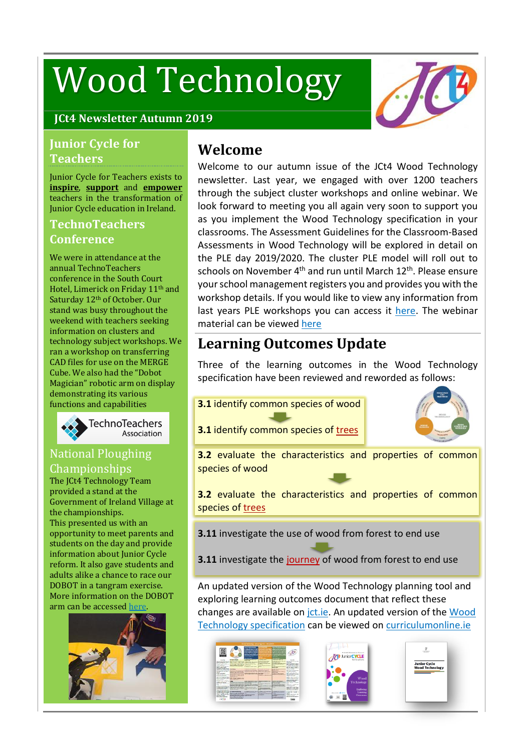# Wood Technology

**JCt4 Newsletter Autumn 2019**

## Junior Cycle for Teachers

Junior Cycle for Teachers exists to **inspire**, **support** and **empower** teachers in the transformation of Junior Cycle education in Ireland.

## TechnoTeachers Conference

We were in attendance at the annual TechnoTeachers conference in the South Court Hotel, Limerick on Friday 11th and Saturday 12th of October. Our stand was busy throughout the weekend with teachers seeking information on clusters and technology subject workshops. We ran a workshop on transferring CAD files for use on the MERGE Cube. We also had the "Dobot Magician" robotic arm on display demonstrating its various functions and capabilities

TechnoTeachers Association

## National Ploughing Championships

The JCt4 Technology Team provided a stand at the Government of Ireland Village at the championships.
This presented us with an opportunity to meet parents and students on the day and provide information about Junior Cycle reform. It also gave students and adults alike a chance to race our DOBOT in a tangram exercise.
More information on the DOBOT arm can be accessed here.

## Welcome

Welcome to our autumn issue of the JCt4 Wood Technology newsletter. Last year, we engaged with over 1200 teachers through the subject cluster workshops and online webinar. We look forward to meeting you all again very soon to support you as you implement the Wood Technology specification in your classrooms. The Assessment Guidelines for the Classroom-Based Assessments in Wood Technology will be explored in detail on the PLE day 2019/2020. The cluster PLE model will roll out to schools on November 4th and run until March 12th. Please ensure your school management registers you and provides you with the workshop details. If you would like to view any information from last years PLE workshops you can access it here. The webinar material can be viewed here

## Learning Outcomes Update

Three of the learning outcomes in the Wood Technology specification have been reviewed and reworded as follows:

**3.1** identify common species of wood

**3.1** identify common species of trees

**3.2** evaluate the characteristics and properties of common species of wood

**3.2** evaluate the characteristics and properties of common species of trees

**3.11** investigate the use of wood from forest to end use

**3.11** investigate the journey of wood from forest to end use

An updated version of the Wood Technology planning tool and exploring learning outcomes document that reflect these changes are available on jct.ie. An updated version of the Wood Technology specification can be viewed on curriculumonline.ie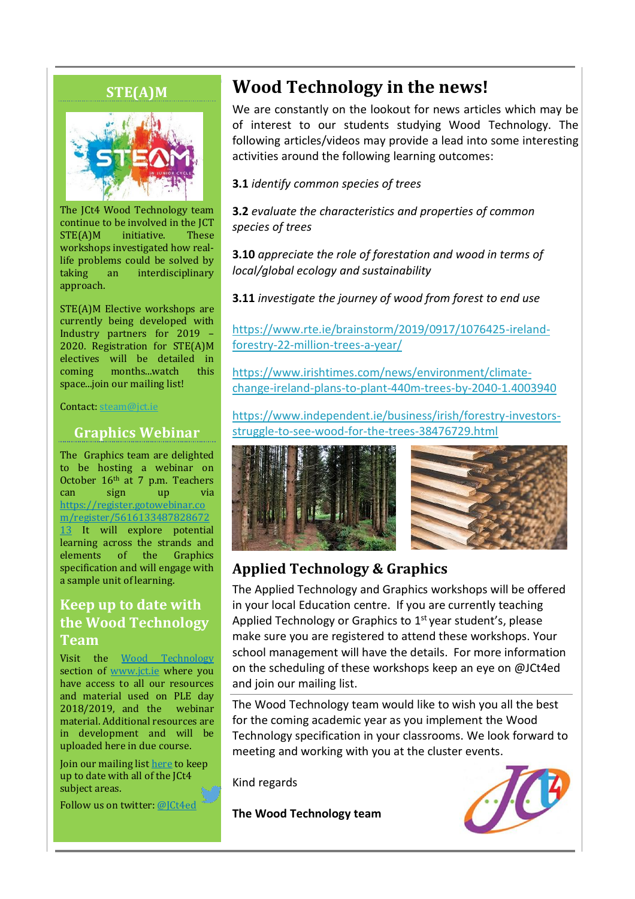## STE(A)M

The JCt4 Wood Technology team continue to be involved in the JCT STE(A)M initiative. These workshops investigated how real-life problems could be solved by taking an interdisciplinary approach.

STE(A)M Elective workshops are currently being developed with Industry partners for 2019 – 2020. Registration for STE(A)M electives will be detailed in coming months...watch this space...join our mailing list!

Contact: steam@jct.ie

## Graphics Webinar

The Graphics team are delighted to be hosting a webinar on October 16th at 7 p.m. Teachers can sign up via https://register.gotowebinar.com/register/561613348782867213 It will explore potential learning across the strands and elements of the Graphics specification and will engage with a sample unit of learning.

## Keep up to date with the Wood Technology Team

Visit the Wood Technology section of www.jct.ie where you have access to all our resources and material used on PLE day 2018/2019, and the webinar material. Additional resources are in development and will be uploaded here in due course.

Join our mailing list here to keep up to date with all of the JCt4 subject areas.

Follow us on twitter: @JCt4ed

# Wood Technology in the news!

We are constantly on the lookout for news articles which may be of interest to our students studying Wood Technology. The following articles/videos may provide a lead into some interesting activities around the following learning outcomes:

**3.1** *identify common species of trees*

**3.2** *evaluate the characteristics and properties of common species of trees*

**3.10** *appreciate the role of forestation and wood in terms of local/global ecology and sustainability*

**3.11** *investigate the journey of wood from forest to end use*

https://www.rte.ie/brainstorm/2019/0917/1076425-ireland-forestry-22-million-trees-a-year/

https://www.irishtimes.com/news/environment/climate-change-ireland-plans-to-plant-440m-trees-by-2040-1.4003940

https://www.independent.ie/business/irish/forestry-investors-struggle-to-see-wood-for-the-trees-38476729.html

## Applied Technology & Graphics

The Applied Technology and Graphics workshops will be offered in your local Education centre. If you are currently teaching Applied Technology or Graphics to 1st year student's, please make sure you are registered to attend these workshops. Your school management will have the details. For more information on the scheduling of these workshops keep an eye on @JCt4ed and join our mailing list.

The Wood Technology team would like to wish you all the best for the coming academic year as you implement the Wood Technology specification in your classrooms. We look forward to meeting and working with you at the cluster events.

Kind regards

**The Wood Technology team**